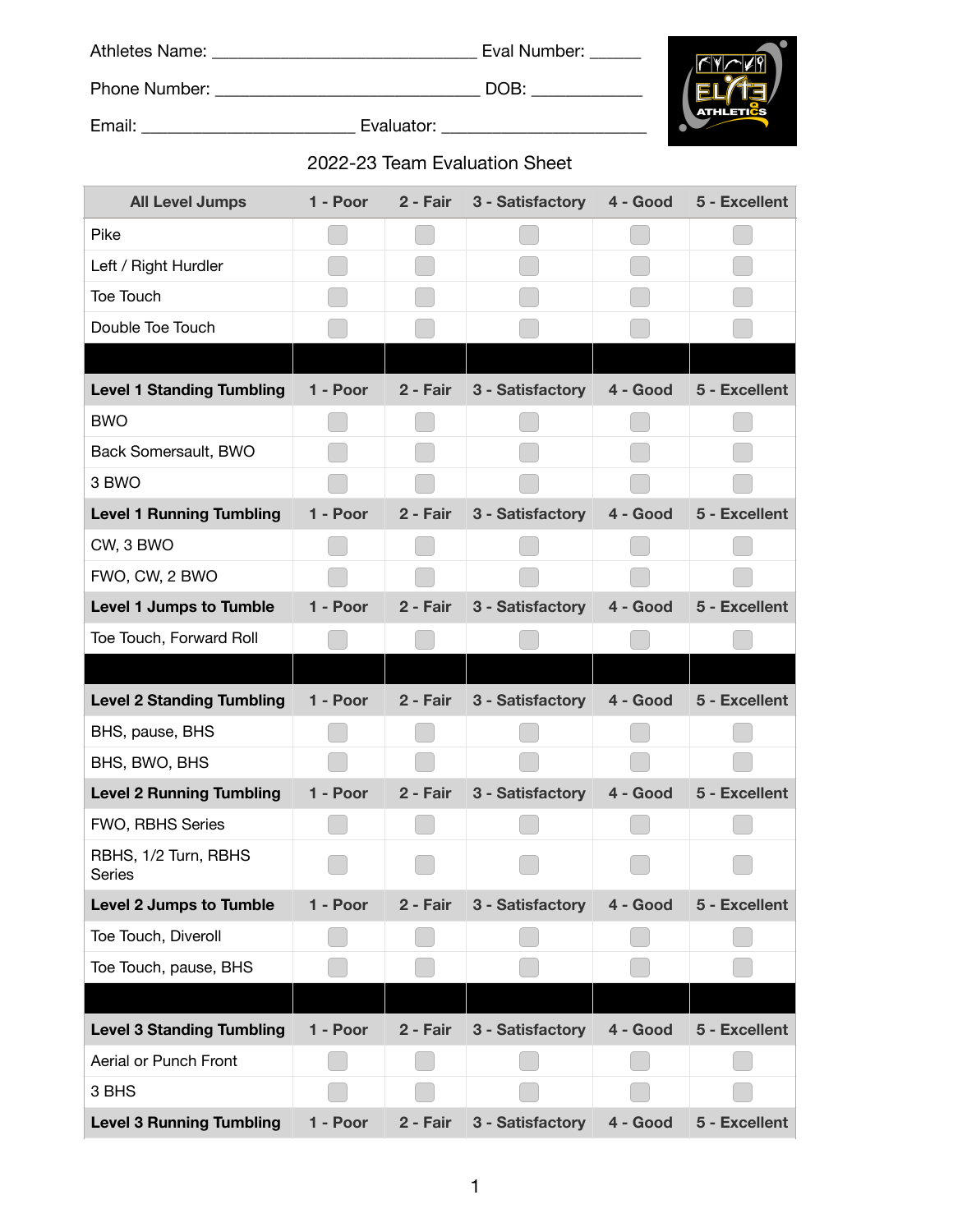Athletes Name: ______________________________ Eval Number: ______

Phone Number: ______________________________ DOB: ____________

Email: ______________________ Evaluator: ______________________

## 2022-23 Team Evaluation Sheet

| All Level Jumps | 1 - Poor | 2 - Fair | 3 - Satisfactory | 4 - Good | 5 - Excellent |
|---|---|---|---|---|---|
| Pike | ☐ | ☐ | ☐ | ☐ | ☐ |
| Left / Right Hurdler | ☐ | ☐ | ☐ | ☐ | ☐ |
| Toe Touch | ☐ | ☐ | ☐ | ☐ | ☐ |
| Double Toe Touch | ☐ | ☐ | ☐ | ☐ | ☐ |
| | | | | | |
| **Level 1 Standing Tumbling** | **1 - Poor** | **2 - Fair** | **3 - Satisfactory** | **4 - Good** | **5 - Excellent** |
| BWO | ☐ | ☐ | ☐ | ☐ | ☐ |
| Back Somersault, BWO | ☐ | ☐ | ☐ | ☐ | ☐ |
| 3 BWO | ☐ | ☐ | ☐ | ☐ | ☐ |
| **Level 1 Running Tumbling** | **1 - Poor** | **2 - Fair** | **3 - Satisfactory** | **4 - Good** | **5 - Excellent** |
| CW, 3 BWO | ☐ | ☐ | ☐ | ☐ | ☐ |
| FWO, CW, 2 BWO | ☐ | ☐ | ☐ | ☐ | ☐ |
| **Level 1 Jumps to Tumble** | **1 - Poor** | **2 - Fair** | **3 - Satisfactory** | **4 - Good** | **5 - Excellent** |
| Toe Touch, Forward Roll | ☐ | ☐ | ☐ | ☐ | ☐ |
| | | | | | |
| **Level 2 Standing Tumbling** | **1 - Poor** | **2 - Fair** | **3 - Satisfactory** | **4 - Good** | **5 - Excellent** |
| BHS, pause, BHS | ☐ | ☐ | ☐ | ☐ | ☐ |
| BHS, BWO, BHS | ☐ | ☐ | ☐ | ☐ | ☐ |
| **Level 2 Running Tumbling** | **1 - Poor** | **2 - Fair** | **3 - Satisfactory** | **4 - Good** | **5 - Excellent** |
| FWO, RBHS Series | ☐ | ☐ | ☐ | ☐ | ☐ |
| RBHS, 1/2 Turn, RBHS Series | ☐ | ☐ | ☐ | ☐ | ☐ |
| **Level 2 Jumps to Tumble** | **1 - Poor** | **2 - Fair** | **3 - Satisfactory** | **4 - Good** | **5 - Excellent** |
| Toe Touch, Diveroll | ☐ | ☐ | ☐ | ☐ | ☐ |
| Toe Touch, pause, BHS | ☐ | ☐ | ☐ | ☐ | ☐ |
| | | | | | |
| **Level 3 Standing Tumbling** | **1 - Poor** | **2 - Fair** | **3 - Satisfactory** | **4 - Good** | **5 - Excellent** |
| Aerial or Punch Front | ☐ | ☐ | ☐ | ☐ | ☐ |
| 3 BHS | ☐ | ☐ | ☐ | ☐ | ☐ |
| **Level 3 Running Tumbling** | **1 - Poor** | **2 - Fair** | **3 - Satisfactory** | **4 - Good** | **5 - Excellent** |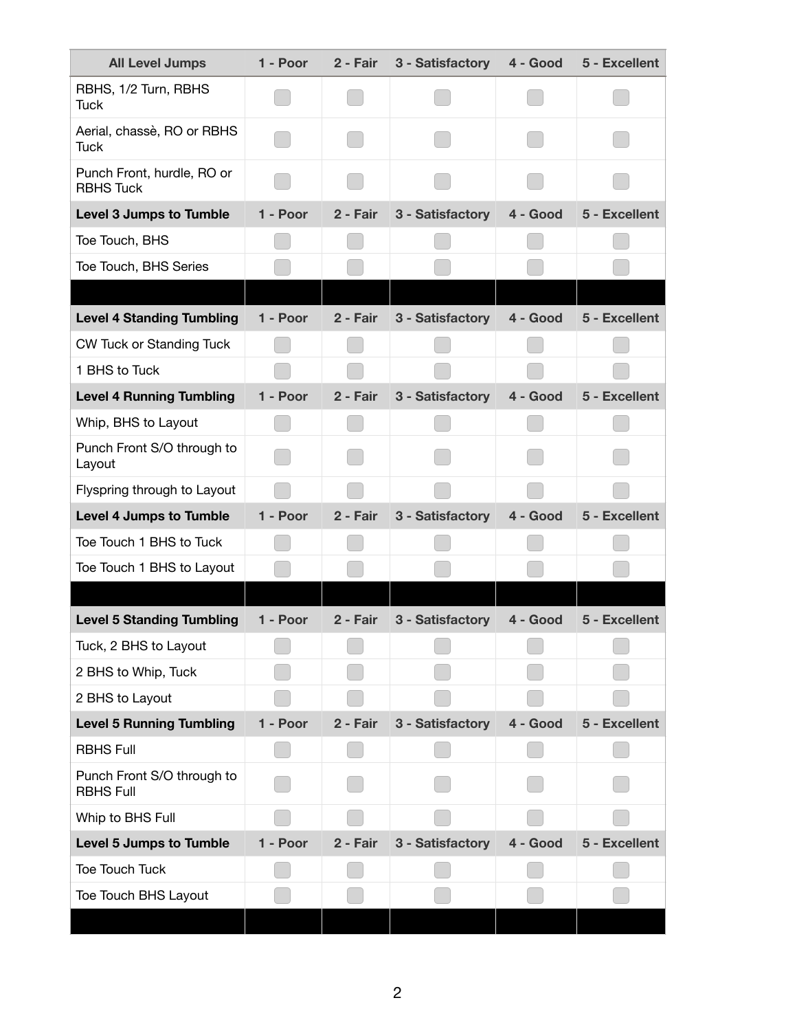| All Level Jumps | 1 - Poor | 2 - Fair | 3 - Satisfactory | 4 - Good | 5 - Excellent |
|---|---|---|---|---|---|
| RBHS, 1/2 Turn, RBHS Tuck | ☐ | ☐ | ☐ | ☐ | ☐ |
| Aerial, chassè, RO or RBHS Tuck | ☐ | ☐ | ☐ | ☐ | ☐ |
| Punch Front, hurdle, RO or RBHS Tuck | ☐ | ☐ | ☐ | ☐ | ☐ |
| **Level 3 Jumps to Tumble** | **1 - Poor** | **2 - Fair** | **3 - Satisfactory** | **4 - Good** | **5 - Excellent** |
| Toe Touch, BHS | ☐ | ☐ | ☐ | ☐ | ☐ |
| Toe Touch, BHS Series | ☐ | ☐ | ☐ | ☐ | ☐ |
| | | | | | |
| **Level 4 Standing Tumbling** | **1 - Poor** | **2 - Fair** | **3 - Satisfactory** | **4 - Good** | **5 - Excellent** |
| CW Tuck or Standing Tuck | ☐ | ☐ | ☐ | ☐ | ☐ |
| 1 BHS to Tuck | ☐ | ☐ | ☐ | ☐ | ☐ |
| **Level 4 Running Tumbling** | **1 - Poor** | **2 - Fair** | **3 - Satisfactory** | **4 - Good** | **5 - Excellent** |
| Whip, BHS to Layout | ☐ | ☐ | ☐ | ☐ | ☐ |
| Punch Front S/O through to Layout | ☐ | ☐ | ☐ | ☐ | ☐ |
| Flyspring through to Layout | ☐ | ☐ | ☐ | ☐ | ☐ |
| **Level 4 Jumps to Tumble** | **1 - Poor** | **2 - Fair** | **3 - Satisfactory** | **4 - Good** | **5 - Excellent** |
| Toe Touch 1 BHS to Tuck | ☐ | ☐ | ☐ | ☐ | ☐ |
| Toe Touch 1 BHS to Layout | ☐ | ☐ | ☐ | ☐ | ☐ |
| | | | | | |
| **Level 5 Standing Tumbling** | **1 - Poor** | **2 - Fair** | **3 - Satisfactory** | **4 - Good** | **5 - Excellent** |
| Tuck, 2 BHS to Layout | ☐ | ☐ | ☐ | ☐ | ☐ |
| 2 BHS to Whip, Tuck | ☐ | ☐ | ☐ | ☐ | ☐ |
| 2 BHS to Layout | ☐ | ☐ | ☐ | ☐ | ☐ |
| **Level 5 Running Tumbling** | **1 - Poor** | **2 - Fair** | **3 - Satisfactory** | **4 - Good** | **5 - Excellent** |
| RBHS Full | ☐ | ☐ | ☐ | ☐ | ☐ |
| Punch Front S/O through to RBHS Full | ☐ | ☐ | ☐ | ☐ | ☐ |
| Whip to BHS Full | ☐ | ☐ | ☐ | ☐ | ☐ |
| **Level 5 Jumps to Tumble** | **1 - Poor** | **2 - Fair** | **3 - Satisfactory** | **4 - Good** | **5 - Excellent** |
| Toe Touch Tuck | ☐ | ☐ | ☐ | ☐ | ☐ |
| Toe Touch BHS Layout | ☐ | ☐ | ☐ | ☐ | ☐ |
| | | | | | |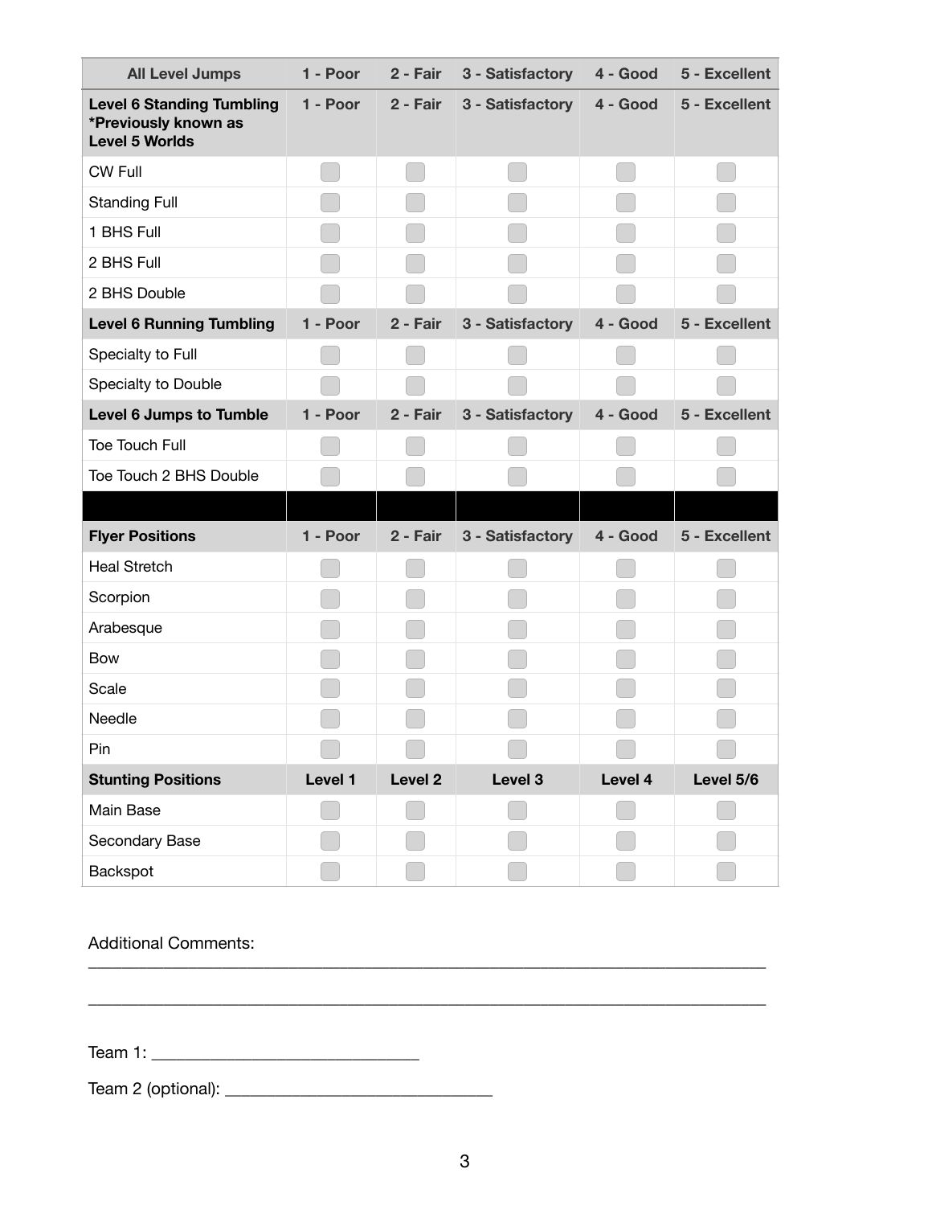| All Level Jumps | 1 - Poor | 2 - Fair | 3 - Satisfactory | 4 - Good | 5 - Excellent |
|---|---|---|---|---|---|
| **Level 6 Standing Tumbling *Previously known as Level 5 Worlds** | **1 - Poor** | **2 - Fair** | **3 - Satisfactory** | **4 - Good** | **5 - Excellent** |
| CW Full | | | | | |
| Standing Full | | | | | |
| 1 BHS Full | | | | | |
| 2 BHS Full | | | | | |
| 2 BHS Double | | | | | |
| **Level 6 Running Tumbling** | **1 - Poor** | **2 - Fair** | **3 - Satisfactory** | **4 - Good** | **5 - Excellent** |
| Specialty to Full | | | | | |
| Specialty to Double | | | | | |
| **Level 6 Jumps to Tumble** | **1 - Poor** | **2 - Fair** | **3 - Satisfactory** | **4 - Good** | **5 - Excellent** |
| Toe Touch Full | | | | | |
| Toe Touch 2 BHS Double | | | | | |
| | | | | | |
| **Flyer Positions** | **1 - Poor** | **2 - Fair** | **3 - Satisfactory** | **4 - Good** | **5 - Excellent** |
| Heal Stretch | | | | | |
| Scorpion | | | | | |
| Arabesque | | | | | |
| Bow | | | | | |
| Scale | | | | | |
| Needle | | | | | |
| Pin | | | | | |
| **Stunting Positions** | **Level 1** | **Level 2** | **Level 3** | **Level 4** | **Level 5/6** |
| Main Base | | | | | |
| Secondary Base | | | | | |
| Backspot | | | | | |

Additional Comments:
_____________________________________________________________________________

_____________________________________________________________________________

Team 1: ______________________________

Team 2 (optional): ______________________________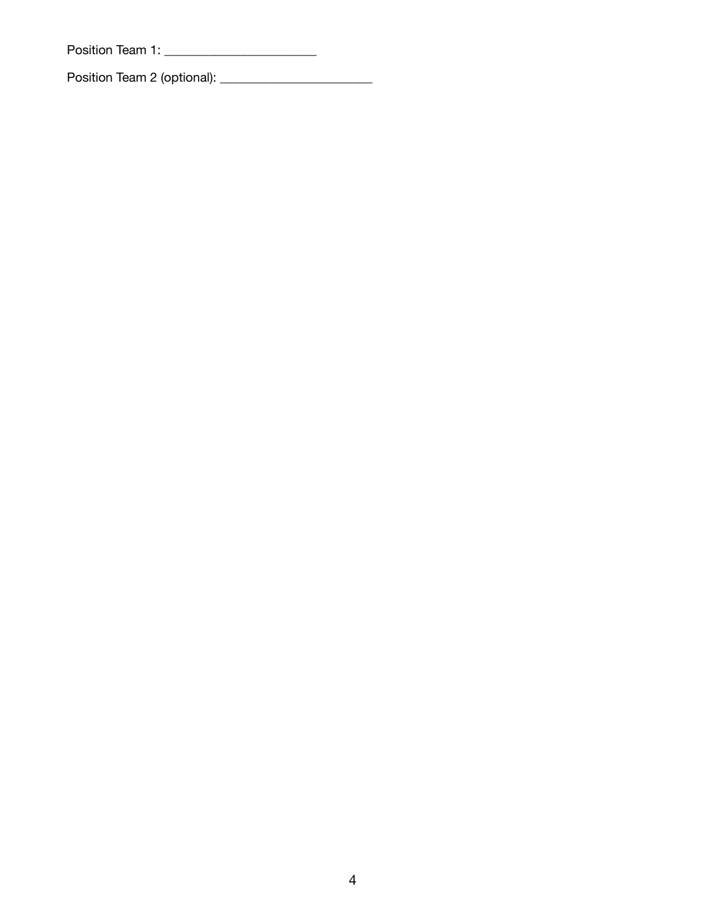Position Team 1: _______________________

Position Team 2 (optional): _______________________